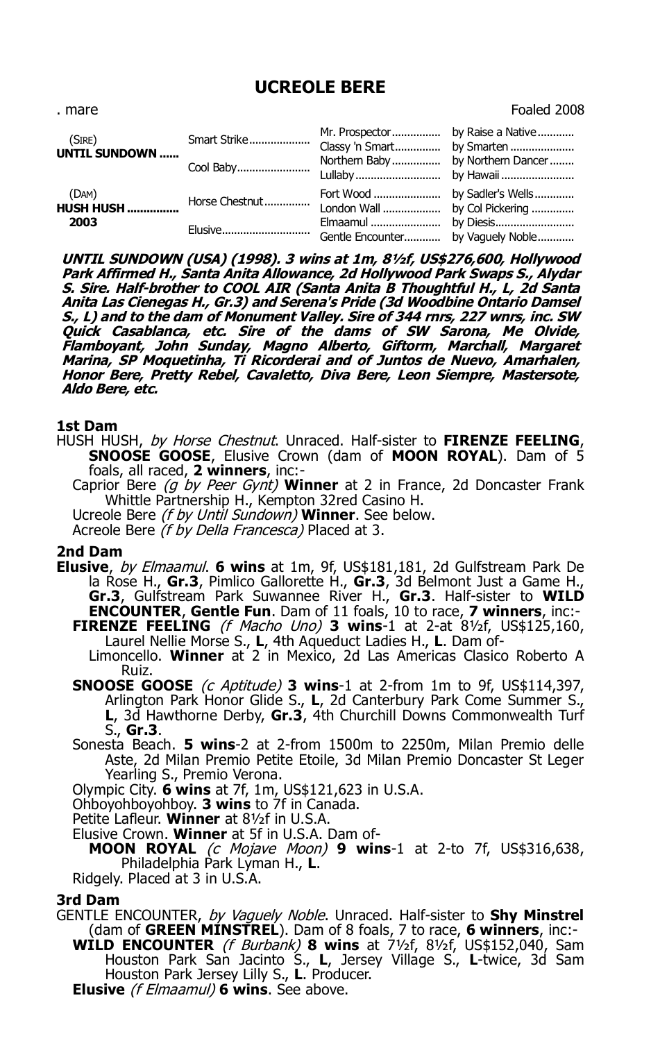# UCREOLE BERE

. mare Foaled 2008

| | | | |
|---|---|---|---|
| (SIRE) **UNTIL SUNDOWN** ...... | Smart Strike.................... | Mr. Prospector................ | by Raise a Native............ |
| | | Classy 'n Smart............... | by Smarten ..................... |
| | Cool Baby........................ | Northern Baby................ | by Northern Dancer ........ |
| | | Lullaby............................ | by Hawaii ........................ |
| (DAM) **HUSH HUSH** ................ **2003** | Horse Chestnut............... | Fort Wood ...................... | by Sadler's Wells............. |
| | | London Wall ................... | by Col Pickering .............. |
| | Elusive............................ | Elmaamul ....................... | by Diesis.......................... |
| | | Gentle Encounter............ | by Vaguely Noble............ |

***UNTIL SUNDOWN (USA) (1998). 3 wins at 1m, 8½f, US$276,600, Hollywood Park Affirmed H., Santa Anita Allowance, 2d Hollywood Park Swaps S., Alydar S. Sire. Half-brother to COOL AIR (Santa Anita B Thoughtful H., L, 2d Santa Anita Las Cienegas H., Gr.3) and Serena's Pride (3d Woodbine Ontario Damsel S., L) and to the dam of Monument Valley. Sire of 344 rnrs, 227 wnrs, inc. SW Quick Casablanca, etc. Sire of the dams of SW Sarona, Me Olvide, Flamboyant, John Sunday, Magno Alberto, Giftorm, Marchall, Margaret Marina, SP Moquetinha, Ti Ricorderai and of Juntos de Nuevo, Amarhalen, Honor Bere, Pretty Rebel, Cavaletto, Diva Bere, Leon Siempre, Mastersote, Aldo Bere, etc.***

## 1st Dam

HUSH HUSH, *by Horse Chestnut*. Unraced. Half-sister to **FIRENZE FEELING**, **SNOOSE GOOSE**, Elusive Crown (dam of **MOON ROYAL**). Dam of 5 foals, all raced, **2 winners**, inc:-

Caprior Bere *(g by Peer Gynt)* **Winner** at 2 in France, 2d Doncaster Frank Whittle Partnership H., Kempton 32red Casino H.

Ucreole Bere *(f by Until Sundown)* **Winner**. See below.

Acreole Bere *(f by Della Francesca)* Placed at 3.

## 2nd Dam

**Elusive**, *by Elmaamul*. **6 wins** at 1m, 9f, US$181,181, 2d Gulfstream Park De la Rose H., **Gr.3**, Pimlico Gallorette H., **Gr.3**, 3d Belmont Just a Game H., **Gr.3**, Gulfstream Park Suwannee River H., **Gr.3**. Half-sister to **WILD ENCOUNTER**, **Gentle Fun**. Dam of 11 foals, 10 to race, **7 winners**, inc:-

**FIRENZE FEELING** *(f Macho Uno)* **3 wins**-1 at 2-at 8½f, US$125,160, Laurel Nellie Morse S., **L**, 4th Aqueduct Ladies H., **L**. Dam of-

Limoncello. **Winner** at 2 in Mexico, 2d Las Americas Clasico Roberto A Ruiz.

**SNOOSE GOOSE** *(c Aptitude)* **3 wins**-1 at 2-from 1m to 9f, US$114,397, Arlington Park Honor Glide S., **L**, 2d Canterbury Park Come Summer S., **L**, 3d Hawthorne Derby, **Gr.3**, 4th Churchill Downs Commonwealth Turf S., **Gr.3**.

Sonesta Beach. **5 wins**-2 at 2-from 1500m to 2250m, Milan Premio delle Aste, 2d Milan Premio Petite Etoile, 3d Milan Premio Doncaster St Leger Yearling S., Premio Verona.

Olympic City. **6 wins** at 7f, 1m, US$121,623 in U.S.A.

Ohboyohboyohboy. **3 wins** to 7f in Canada.

Petite Lafleur. **Winner** at 8½f in U.S.A.

Elusive Crown. **Winner** at 5f in U.S.A. Dam of-

**MOON ROYAL** *(c Mojave Moon)* **9 wins**-1 at 2-to 7f, US$316,638, Philadelphia Park Lyman H., **L**.

Ridgely. Placed at 3 in U.S.A.

## 3rd Dam

GENTLE ENCOUNTER, *by Vaguely Noble*. Unraced. Half-sister to **Shy Minstrel** (dam of **GREEN MINSTREL**). Dam of 8 foals, 7 to race, **6 winners**, inc:-

**WILD ENCOUNTER** *(f Burbank)* **8 wins** at 7½f, 8½f, US$152,040, Sam Houston Park San Jacinto S., **L**, Jersey Village S., **L**-twice, 3d Sam Houston Park Jersey Lilly S., **L**. Producer.

**Elusive** *(f Elmaamul)* **6 wins**. See above.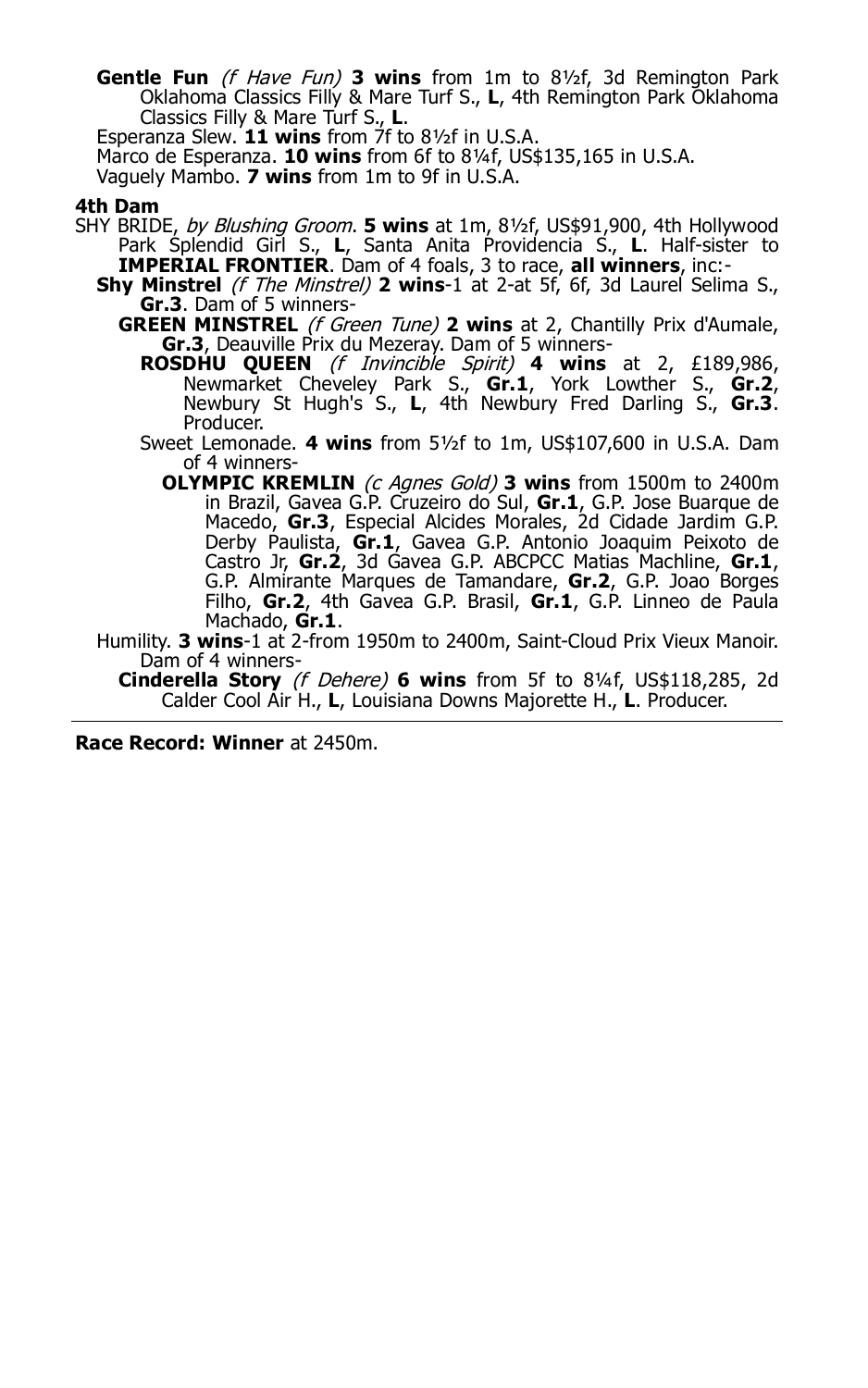**Gentle Fun** *(f Have Fun)* **3 wins** from 1m to 8½f, 3d Remington Park Oklahoma Classics Filly & Mare Turf S., **L**, 4th Remington Park Oklahoma Classics Filly & Mare Turf S., **L**.

Esperanza Slew. **11 wins** from 7f to 8½f in U.S.A.

Marco de Esperanza. **10 wins** from 6f to 8¼f, US$135,165 in U.S.A.

Vaguely Mambo. **7 wins** from 1m to 9f in U.S.A.

**4th Dam**

SHY BRIDE, *by Blushing Groom*. **5 wins** at 1m, 8½f, US$91,900, 4th Hollywood Park Splendid Girl S., **L**, Santa Anita Providencia S., **L**. Half-sister to **IMPERIAL FRONTIER**. Dam of 4 foals, 3 to race, **all winners**, inc:-

**Shy Minstrel** *(f The Minstrel)* **2 wins**-1 at 2-at 5f, 6f, 3d Laurel Selima S., **Gr.3**. Dam of 5 winners-

**GREEN MINSTREL** *(f Green Tune)* **2 wins** at 2, Chantilly Prix d'Aumale, **Gr.3**, Deauville Prix du Mezeray. Dam of 5 winners-

**ROSDHU QUEEN** *(f Invincible Spirit)* **4 wins** at 2, £189,986, Newmarket Cheveley Park S., **Gr.1**, York Lowther S., **Gr.2**, Newbury St Hugh's S., **L**, 4th Newbury Fred Darling S., **Gr.3**. Producer.

Sweet Lemonade. **4 wins** from 5½f to 1m, US$107,600 in U.S.A. Dam of 4 winners-

**OLYMPIC KREMLIN** *(c Agnes Gold)* **3 wins** from 1500m to 2400m in Brazil, Gavea G.P. Cruzeiro do Sul, **Gr.1**, G.P. Jose Buarque de Macedo, **Gr.3**, Especial Alcides Morales, 2d Cidade Jardim G.P. Derby Paulista, **Gr.1**, Gavea G.P. Antonio Joaquim Peixoto de Castro Jr, **Gr.2**, 3d Gavea G.P. ABCPCC Matias Machline, **Gr.1**, G.P. Almirante Marques de Tamandare, **Gr.2**, G.P. Joao Borges Filho, **Gr.2**, 4th Gavea G.P. Brasil, **Gr.1**, G.P. Linneo de Paula Machado, **Gr.1**.

Humility. **3 wins**-1 at 2-from 1950m to 2400m, Saint-Cloud Prix Vieux Manoir. Dam of 4 winners-

**Cinderella Story** *(f Dehere)* **6 wins** from 5f to 8¼f, US$118,285, 2d Calder Cool Air H., **L**, Louisiana Downs Majorette H., **L**. Producer.

---

**Race Record: Winner** at 2450m.